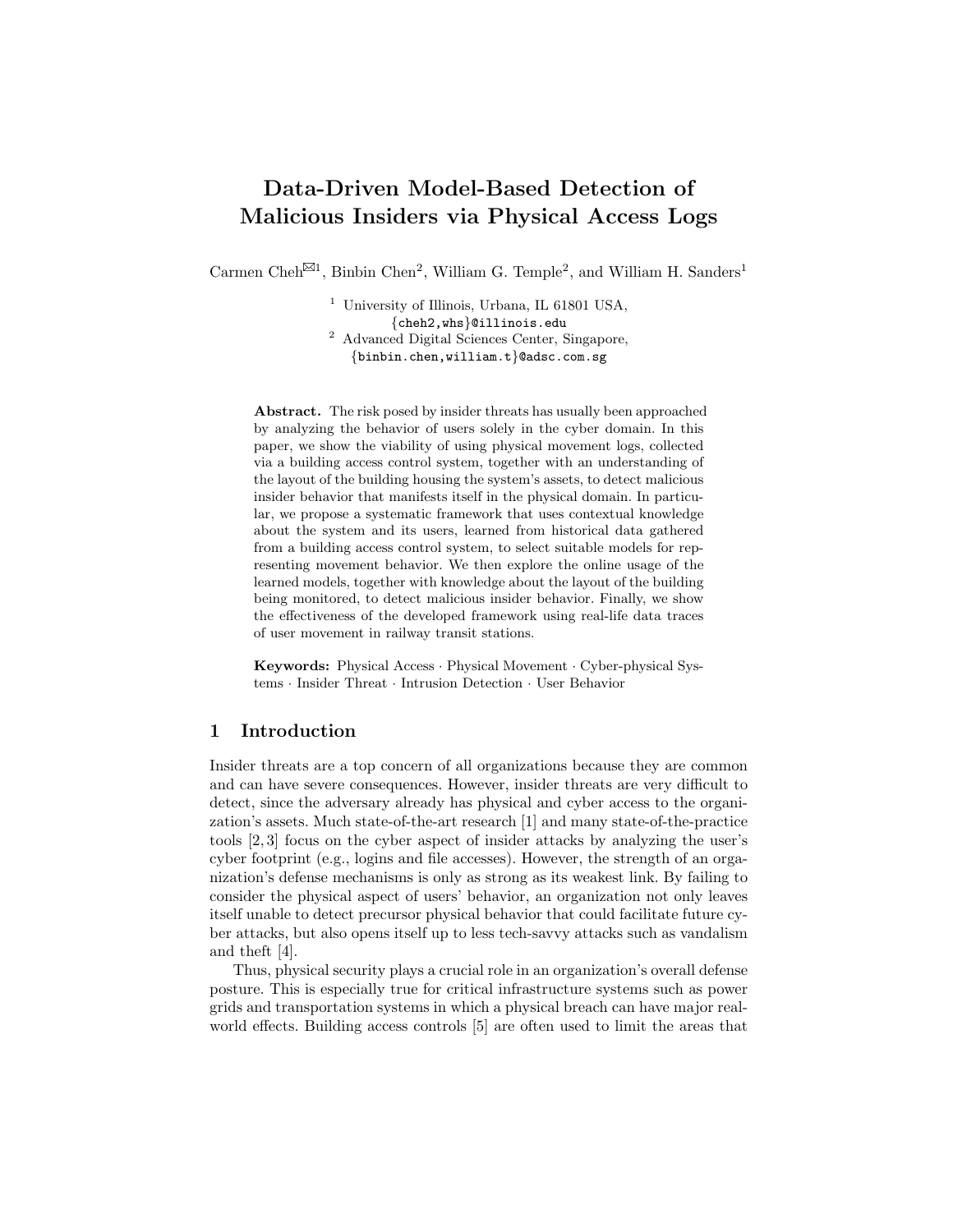# Data-Driven Model-Based Detection of Malicious Insiders via Physical Access Logs

Carmen Cheh[✉1], Binbin Chen[2], William G. Temple[2], and William H. Sanders[1]

[1] University of Illinois, Urbana, IL 61801 USA,
{cheh2,whs}@illinois.edu

[2] Advanced Digital Sciences Center, Singapore,
{binbin.chen,william.t}@adsc.com.sg

**Abstract.** The risk posed by insider threats has usually been approached by analyzing the behavior of users solely in the cyber domain. In this paper, we show the viability of using physical movement logs, collected via a building access control system, together with an understanding of the layout of the building housing the system's assets, to detect malicious insider behavior that manifests itself in the physical domain. In particular, we propose a systematic framework that uses contextual knowledge about the system and its users, learned from historical data gathered from a building access control system, to select suitable models for representing movement behavior. We then explore the online usage of the learned models, together with knowledge about the layout of the building being monitored, to detect malicious insider behavior. Finally, we show the effectiveness of the developed framework using real-life data traces of user movement in railway transit stations.

**Keywords:** Physical Access · Physical Movement · Cyber-physical Systems · Insider Threat · Intrusion Detection · User Behavior

## 1 Introduction

Insider threats are a top concern of all organizations because they are common and can have severe consequences. However, insider threats are very difficult to detect, since the adversary already has physical and cyber access to the organization's assets. Much state-of-the-art research [1] and many state-of-the-practice tools [2,3] focus on the cyber aspect of insider attacks by analyzing the user's cyber footprint (e.g., logins and file accesses). However, the strength of an organization's defense mechanisms is only as strong as its weakest link. By failing to consider the physical aspect of users' behavior, an organization not only leaves itself unable to detect precursor physical behavior that could facilitate future cyber attacks, but also opens itself up to less tech-savvy attacks such as vandalism and theft [4].

Thus, physical security plays a crucial role in an organization's overall defense posture. This is especially true for critical infrastructure systems such as power grids and transportation systems in which a physical breach can have major real-world effects. Building access controls [5] are often used to limit the areas that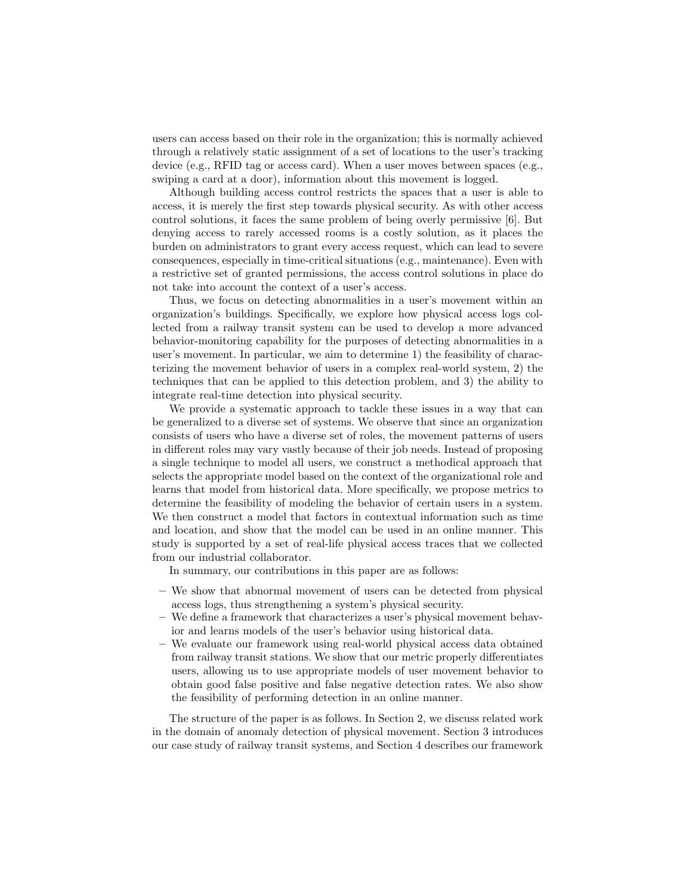users can access based on their role in the organization; this is normally achieved through a relatively static assignment of a set of locations to the user's tracking device (e.g., RFID tag or access card). When a user moves between spaces (e.g., swiping a card at a door), information about this movement is logged.

Although building access control restricts the spaces that a user is able to access, it is merely the first step towards physical security. As with other access control solutions, it faces the same problem of being overly permissive [6]. But denying access to rarely accessed rooms is a costly solution, as it places the burden on administrators to grant every access request, which can lead to severe consequences, especially in time-critical situations (e.g., maintenance). Even with a restrictive set of granted permissions, the access control solutions in place do not take into account the context of a user's access.

Thus, we focus on detecting abnormalities in a user's movement within an organization's buildings. Specifically, we explore how physical access logs collected from a railway transit system can be used to develop a more advanced behavior-monitoring capability for the purposes of detecting abnormalities in a user's movement. In particular, we aim to determine 1) the feasibility of characterizing the movement behavior of users in a complex real-world system, 2) the techniques that can be applied to this detection problem, and 3) the ability to integrate real-time detection into physical security.

We provide a systematic approach to tackle these issues in a way that can be generalized to a diverse set of systems. We observe that since an organization consists of users who have a diverse set of roles, the movement patterns of users in different roles may vary vastly because of their job needs. Instead of proposing a single technique to model all users, we construct a methodical approach that selects the appropriate model based on the context of the organizational role and learns that model from historical data. More specifically, we propose metrics to determine the feasibility of modeling the behavior of certain users in a system. We then construct a model that factors in contextual information such as time and location, and show that the model can be used in an online manner. This study is supported by a set of real-life physical access traces that we collected from our industrial collaborator.

In summary, our contributions in this paper are as follows:

- We show that abnormal movement of users can be detected from physical access logs, thus strengthening a system's physical security.
- We define a framework that characterizes a user's physical movement behavior and learns models of the user's behavior using historical data.
- We evaluate our framework using real-world physical access data obtained from railway transit stations. We show that our metric properly differentiates users, allowing us to use appropriate models of user movement behavior to obtain good false positive and false negative detection rates. We also show the feasibility of performing detection in an online manner.

The structure of the paper is as follows. In Section 2, we discuss related work in the domain of anomaly detection of physical movement. Section 3 introduces our case study of railway transit systems, and Section 4 describes our framework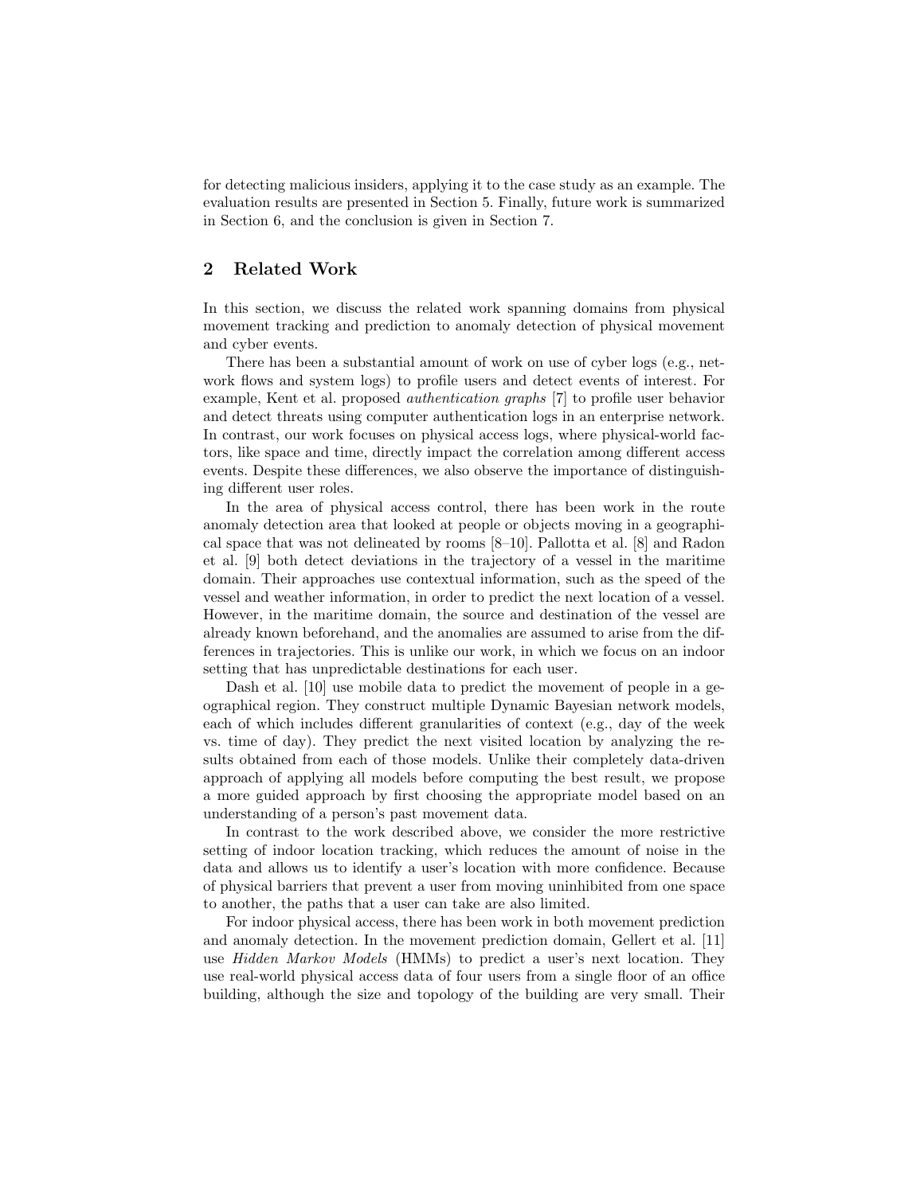for detecting malicious insiders, applying it to the case study as an example. The evaluation results are presented in Section 5. Finally, future work is summarized in Section 6, and the conclusion is given in Section 7.

## 2 Related Work

In this section, we discuss the related work spanning domains from physical movement tracking and prediction to anomaly detection of physical movement and cyber events.

There has been a substantial amount of work on use of cyber logs (e.g., network flows and system logs) to profile users and detect events of interest. For example, Kent et al. proposed *authentication graphs* [7] to profile user behavior and detect threats using computer authentication logs in an enterprise network. In contrast, our work focuses on physical access logs, where physical-world factors, like space and time, directly impact the correlation among different access events. Despite these differences, we also observe the importance of distinguishing different user roles.

In the area of physical access control, there has been work in the route anomaly detection area that looked at people or objects moving in a geographical space that was not delineated by rooms [8–10]. Pallotta et al. [8] and Radon et al. [9] both detect deviations in the trajectory of a vessel in the maritime domain. Their approaches use contextual information, such as the speed of the vessel and weather information, in order to predict the next location of a vessel. However, in the maritime domain, the source and destination of the vessel are already known beforehand, and the anomalies are assumed to arise from the differences in trajectories. This is unlike our work, in which we focus on an indoor setting that has unpredictable destinations for each user.

Dash et al. [10] use mobile data to predict the movement of people in a geographical region. They construct multiple Dynamic Bayesian network models, each of which includes different granularities of context (e.g., day of the week vs. time of day). They predict the next visited location by analyzing the results obtained from each of those models. Unlike their completely data-driven approach of applying all models before computing the best result, we propose a more guided approach by first choosing the appropriate model based on an understanding of a person's past movement data.

In contrast to the work described above, we consider the more restrictive setting of indoor location tracking, which reduces the amount of noise in the data and allows us to identify a user's location with more confidence. Because of physical barriers that prevent a user from moving uninhibited from one space to another, the paths that a user can take are also limited.

For indoor physical access, there has been work in both movement prediction and anomaly detection. In the movement prediction domain, Gellert et al. [11] use *Hidden Markov Models* (HMMs) to predict a user's next location. They use real-world physical access data of four users from a single floor of an office building, although the size and topology of the building are very small. Their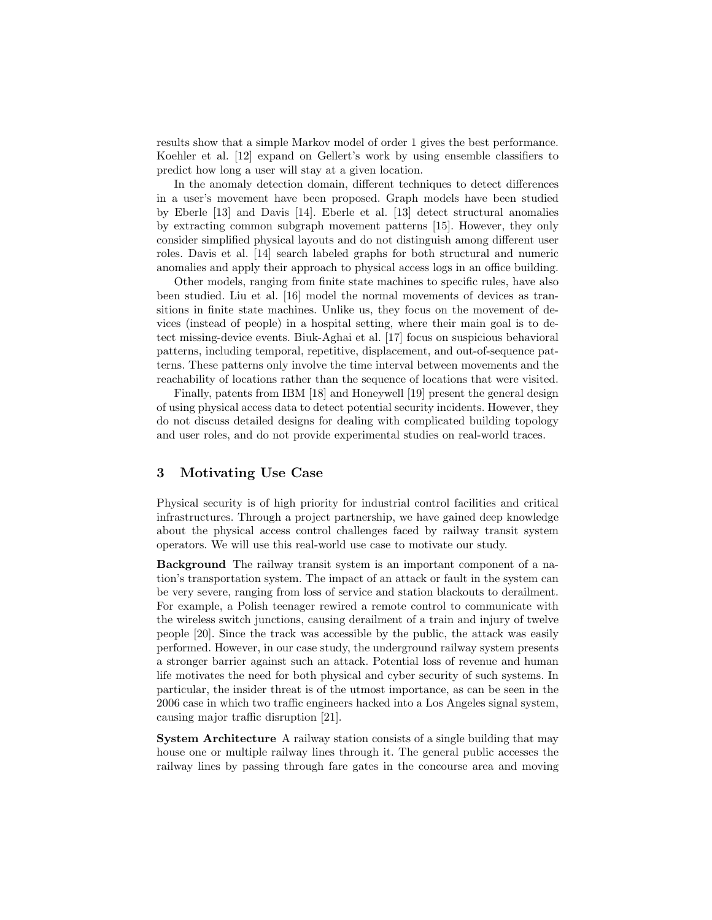results show that a simple Markov model of order 1 gives the best performance. Koehler et al. [12] expand on Gellert's work by using ensemble classifiers to predict how long a user will stay at a given location.

In the anomaly detection domain, different techniques to detect differences in a user's movement have been proposed. Graph models have been studied by Eberle [13] and Davis [14]. Eberle et al. [13] detect structural anomalies by extracting common subgraph movement patterns [15]. However, they only consider simplified physical layouts and do not distinguish among different user roles. Davis et al. [14] search labeled graphs for both structural and numeric anomalies and apply their approach to physical access logs in an office building.

Other models, ranging from finite state machines to specific rules, have also been studied. Liu et al. [16] model the normal movements of devices as transitions in finite state machines. Unlike us, they focus on the movement of devices (instead of people) in a hospital setting, where their main goal is to detect missing-device events. Biuk-Aghai et al. [17] focus on suspicious behavioral patterns, including temporal, repetitive, displacement, and out-of-sequence patterns. These patterns only involve the time interval between movements and the reachability of locations rather than the sequence of locations that were visited.

Finally, patents from IBM [18] and Honeywell [19] present the general design of using physical access data to detect potential security incidents. However, they do not discuss detailed designs for dealing with complicated building topology and user roles, and do not provide experimental studies on real-world traces.

## 3 Motivating Use Case

Physical security is of high priority for industrial control facilities and critical infrastructures. Through a project partnership, we have gained deep knowledge about the physical access control challenges faced by railway transit system operators. We will use this real-world use case to motivate our study.

**Background** The railway transit system is an important component of a nation's transportation system. The impact of an attack or fault in the system can be very severe, ranging from loss of service and station blackouts to derailment. For example, a Polish teenager rewired a remote control to communicate with the wireless switch junctions, causing derailment of a train and injury of twelve people [20]. Since the track was accessible by the public, the attack was easily performed. However, in our case study, the underground railway system presents a stronger barrier against such an attack. Potential loss of revenue and human life motivates the need for both physical and cyber security of such systems. In particular, the insider threat is of the utmost importance, as can be seen in the 2006 case in which two traffic engineers hacked into a Los Angeles signal system, causing major traffic disruption [21].

**System Architecture** A railway station consists of a single building that may house one or multiple railway lines through it. The general public accesses the railway lines by passing through fare gates in the concourse area and moving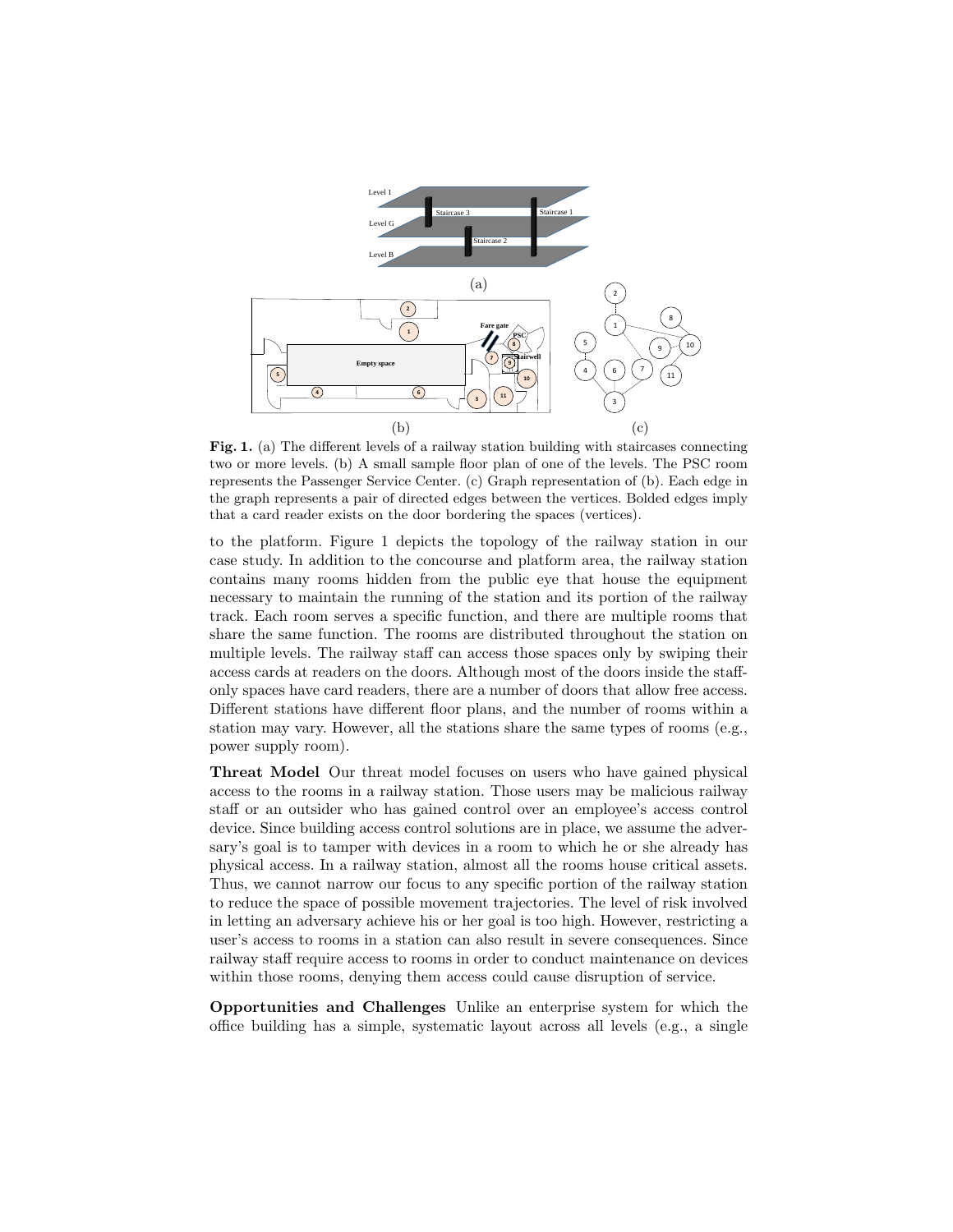Level 1
Level G
Level B
Staircase 3
Staircase 1
Staircase 2

(a)

Fare gate
PSC
Stairwell
Empty space

(b)

(c)

**Fig. 1.** (a) The different levels of a railway station building with staircases connecting two or more levels. (b) A small sample floor plan of one of the levels. The PSC room represents the Passenger Service Center. (c) Graph representation of (b). Each edge in the graph represents a pair of directed edges between the vertices. Bolded edges imply that a card reader exists on the door bordering the spaces (vertices).

to the platform. Figure 1 depicts the topology of the railway station in our case study. In addition to the concourse and platform area, the railway station contains many rooms hidden from the public eye that house the equipment necessary to maintain the running of the station and its portion of the railway track. Each room serves a specific function, and there are multiple rooms that share the same function. The rooms are distributed throughout the station on multiple levels. The railway staff can access those spaces only by swiping their access cards at readers on the doors. Although most of the doors inside the staff-only spaces have card readers, there are a number of doors that allow free access. Different stations have different floor plans, and the number of rooms within a station may vary. However, all the stations share the same types of rooms (e.g., power supply room).

**Threat Model** Our threat model focuses on users who have gained physical access to the rooms in a railway station. Those users may be malicious railway staff or an outsider who has gained control over an employee's access control device. Since building access control solutions are in place, we assume the adversary's goal is to tamper with devices in a room to which he or she already has physical access. In a railway station, almost all the rooms house critical assets. Thus, we cannot narrow our focus to any specific portion of the railway station to reduce the space of possible movement trajectories. The level of risk involved in letting an adversary achieve his or her goal is too high. However, restricting a user's access to rooms in a station can also result in severe consequences. Since railway staff require access to rooms in order to conduct maintenance on devices within those rooms, denying them access could cause disruption of service.

**Opportunities and Challenges** Unlike an enterprise system for which the office building has a simple, systematic layout across all levels (e.g., a single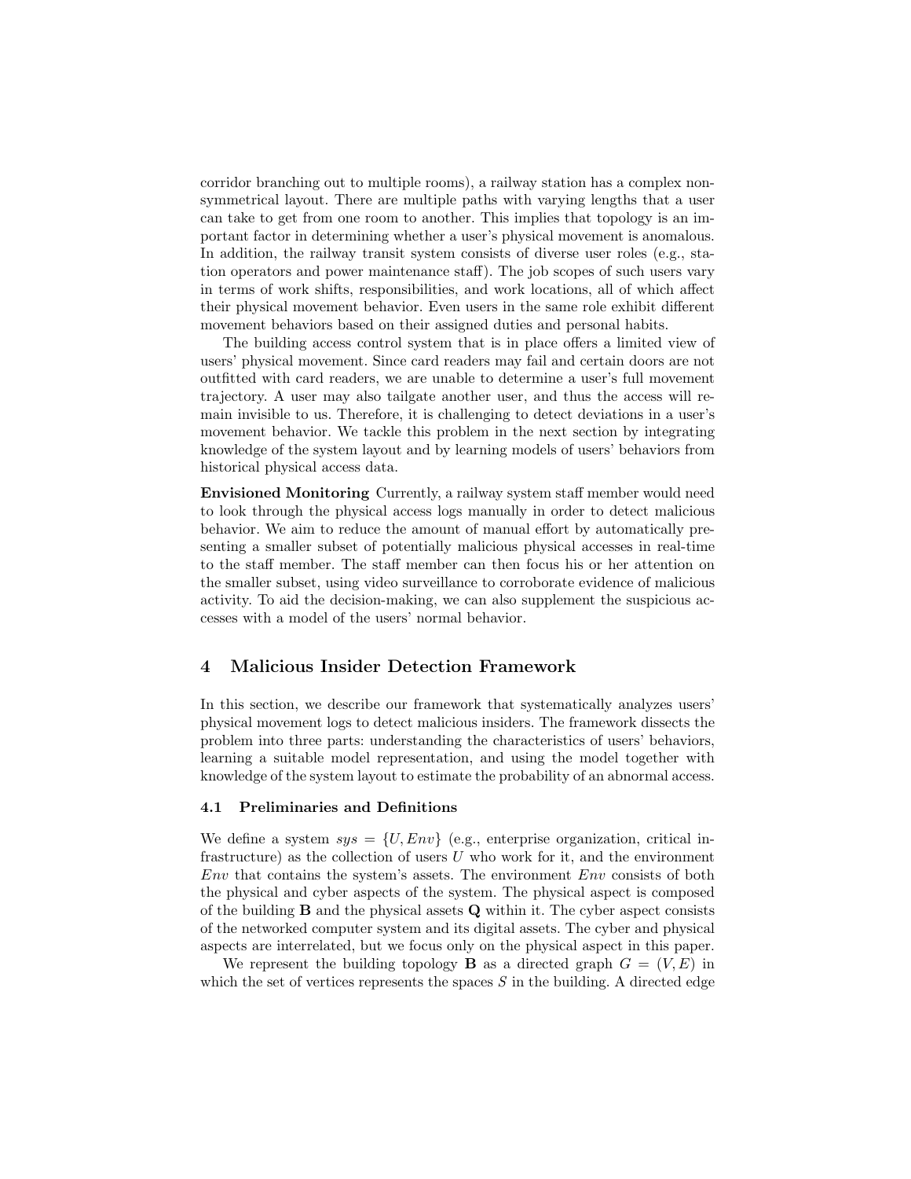corridor branching out to multiple rooms), a railway station has a complex non-symmetrical layout. There are multiple paths with varying lengths that a user can take to get from one room to another. This implies that topology is an important factor in determining whether a user's physical movement is anomalous. In addition, the railway transit system consists of diverse user roles (e.g., station operators and power maintenance staff). The job scopes of such users vary in terms of work shifts, responsibilities, and work locations, all of which affect their physical movement behavior. Even users in the same role exhibit different movement behaviors based on their assigned duties and personal habits.

The building access control system that is in place offers a limited view of users' physical movement. Since card readers may fail and certain doors are not outfitted with card readers, we are unable to determine a user's full movement trajectory. A user may also tailgate another user, and thus the access will remain invisible to us. Therefore, it is challenging to detect deviations in a user's movement behavior. We tackle this problem in the next section by integrating knowledge of the system layout and by learning models of users' behaviors from historical physical access data.

**Envisioned Monitoring** Currently, a railway system staff member would need to look through the physical access logs manually in order to detect malicious behavior. We aim to reduce the amount of manual effort by automatically presenting a smaller subset of potentially malicious physical accesses in real-time to the staff member. The staff member can then focus his or her attention on the smaller subset, using video surveillance to corroborate evidence of malicious activity. To aid the decision-making, we can also supplement the suspicious accesses with a model of the users' normal behavior.

## 4 Malicious Insider Detection Framework

In this section, we describe our framework that systematically analyzes users' physical movement logs to detect malicious insiders. The framework dissects the problem into three parts: understanding the characteristics of users' behaviors, learning a suitable model representation, and using the model together with knowledge of the system layout to estimate the probability of an abnormal access.

### 4.1 Preliminaries and Definitions

We define a system $sys = \{U, Env\}$ (e.g., enterprise organization, critical infrastructure) as the collection of users $U$ who work for it, and the environment $Env$ that contains the system's assets. The environment $Env$ consists of both the physical and cyber aspects of the system. The physical aspect is composed of the building $\mathbf{B}$ and the physical assets $\mathbf{Q}$ within it. The cyber aspect consists of the networked computer system and its digital assets. The cyber and physical aspects are interrelated, but we focus only on the physical aspect in this paper.

We represent the building topology $\mathbf{B}$ as a directed graph $G = (V, E)$ in which the set of vertices represents the spaces $S$ in the building. A directed edge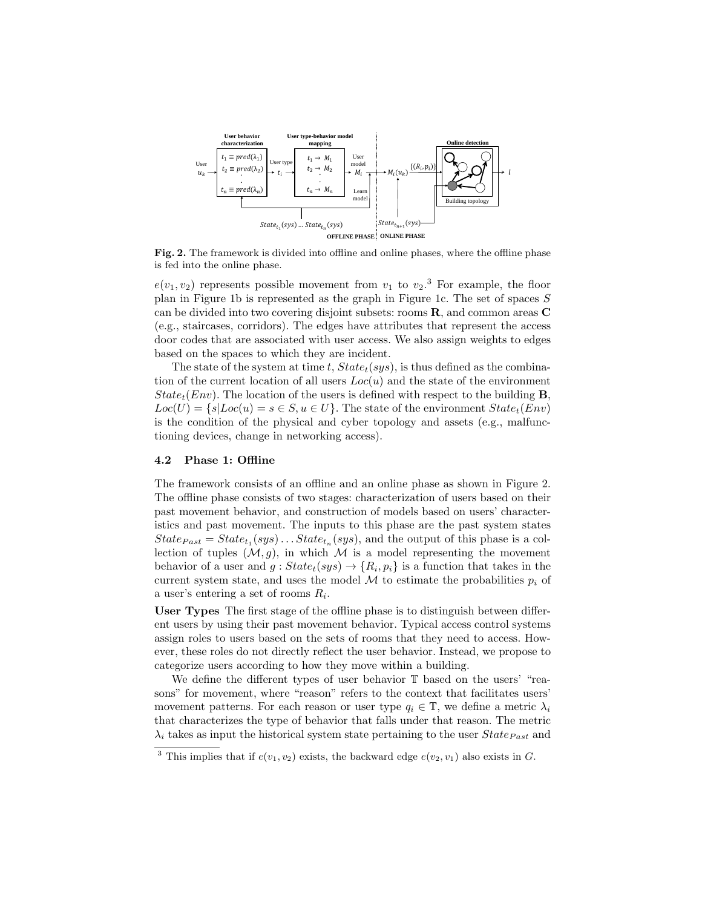Fig. 2. The framework is divided into offline and online phases, where the offline phase is fed into the online phase.

$e(v_1, v_2)$ represents possible movement from $v_1$ to $v_2$.[3] For example, the floor plan in Figure 1b is represented as the graph in Figure 1c. The set of spaces $S$ can be divided into two covering disjoint subsets: rooms $\mathbf{R}$, and common areas $\mathbf{C}$ (e.g., staircases, corridors). The edges have attributes that represent the access door codes that are associated with user access. We also assign weights to edges based on the spaces to which they are incident.

The state of the system at time $t$, $State_t(sys)$, is thus defined as the combination of the current location of all users $Loc(u)$ and the state of the environment $State_t(Env)$. The location of the users is defined with respect to the building $\mathbf{B}$, $Loc(U) = \{s | Loc(u) = s \in S, u \in U\}$. The state of the environment $State_t(Env)$ is the condition of the physical and cyber topology and assets (e.g., malfunctioning devices, change in networking access).

### 4.2 Phase 1: Offline

The framework consists of an offline and an online phase as shown in Figure 2. The offline phase consists of two stages: characterization of users based on their past movement behavior, and construction of models based on users' characteristics and past movement. The inputs to this phase are the past system states $State_{Past} = State_{t_1}(sys) \dots State_{t_n}(sys)$, and the output of this phase is a collection of tuples $(\mathcal{M}, g)$, in which $\mathcal{M}$ is a model representing the movement behavior of a user and $g : State_t(sys) \rightarrow \{R_i, p_i\}$ is a function that takes in the current system state, and uses the model $\mathcal{M}$ to estimate the probabilities $p_i$ of a user's entering a set of rooms $R_i$.

**User Types** The first stage of the offline phase is to distinguish between different users by using their past movement behavior. Typical access control systems assign roles to users based on the sets of rooms that they need to access. However, these roles do not directly reflect the user behavior. Instead, we propose to categorize users according to how they move within a building.

We define the different types of user behavior $\mathbb{T}$ based on the users' "reasons" for movement, where "reason" refers to the context that facilitates users' movement patterns. For each reason or user type $q_i \in \mathbb{T}$, we define a metric $\lambda_i$ that characterizes the type of behavior that falls under that reason. The metric $\lambda_i$ takes as input the historical system state pertaining to the user $State_{Past}$ and

[3] This implies that if $e(v_1, v_2)$ exists, the backward edge $e(v_2, v_1)$ also exists in $G$.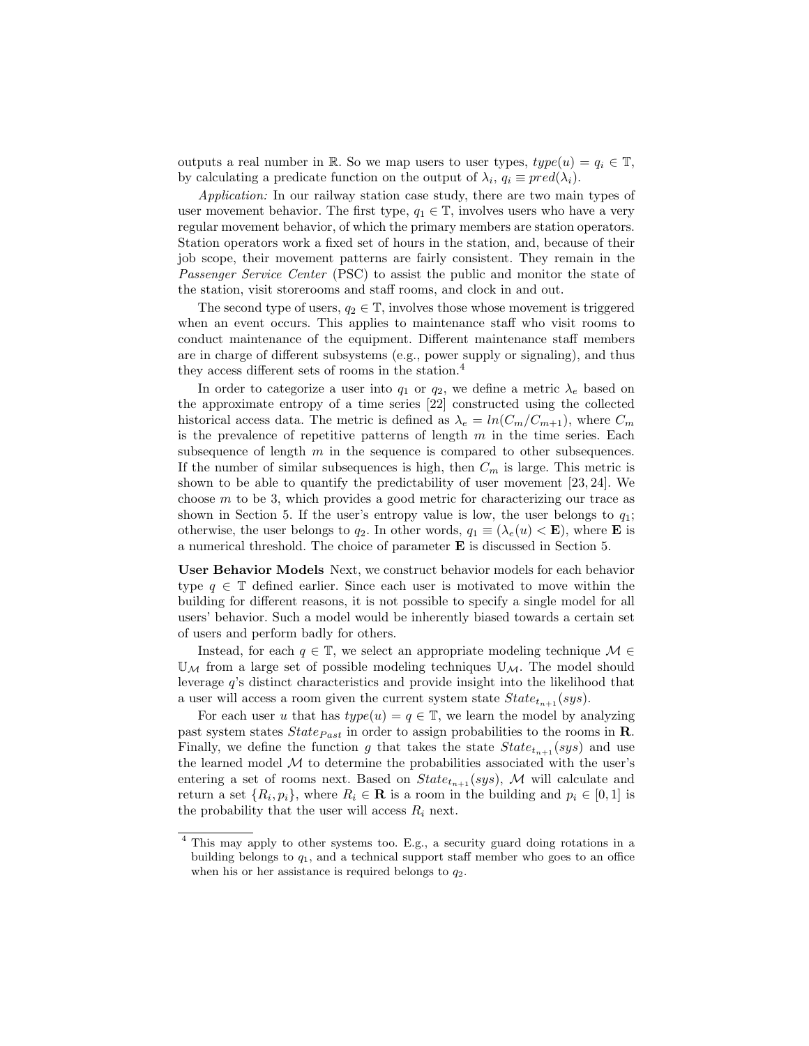outputs a real number in $\mathbb{R}$. So we map users to user types, $type(u) = q_i \in \mathbb{T}$, by calculating a predicate function on the output of $\lambda_i$, $q_i \equiv pred(\lambda_i)$.

*Application:* In our railway station case study, there are two main types of user movement behavior. The first type, $q_1 \in \mathbb{T}$, involves users who have a very regular movement behavior, of which the primary members are station operators. Station operators work a fixed set of hours in the station, and, because of their job scope, their movement patterns are fairly consistent. They remain in the *Passenger Service Center* (PSC) to assist the public and monitor the state of the station, visit storerooms and staff rooms, and clock in and out.

The second type of users, $q_2 \in \mathbb{T}$, involves those whose movement is triggered when an event occurs. This applies to maintenance staff who visit rooms to conduct maintenance of the equipment. Different maintenance staff members are in charge of different subsystems (e.g., power supply or signaling), and thus they access different sets of rooms in the station.[4]

In order to categorize a user into $q_1$ or $q_2$, we define a metric $\lambda_e$ based on the approximate entropy of a time series [22] constructed using the collected historical access data. The metric is defined as $\lambda_e = ln(C_m/C_{m+1})$, where $C_m$ is the prevalence of repetitive patterns of length $m$ in the time series. Each subsequence of length $m$ in the sequence is compared to other subsequences. If the number of similar subsequences is high, then $C_m$ is large. This metric is shown to be able to quantify the predictability of user movement [23, 24]. We choose $m$ to be 3, which provides a good metric for characterizing our trace as shown in Section 5. If the user's entropy value is low, the user belongs to $q_1$; otherwise, the user belongs to $q_2$. In other words, $q_1 \equiv (\lambda_e(u) < \mathbf{E})$, where $\mathbf{E}$ is a numerical threshold. The choice of parameter $\mathbf{E}$ is discussed in Section 5.

**User Behavior Models** Next, we construct behavior models for each behavior type $q \in \mathbb{T}$ defined earlier. Since each user is motivated to move within the building for different reasons, it is not possible to specify a single model for all users' behavior. Such a model would be inherently biased towards a certain set of users and perform badly for others.

Instead, for each $q \in \mathbb{T}$, we select an appropriate modeling technique $\mathcal{M} \in \mathbb{U}_{\mathcal{M}}$ from a large set of possible modeling techniques $\mathbb{U}_{\mathcal{M}}$. The model should leverage $q$'s distinct characteristics and provide insight into the likelihood that a user will access a room given the current system state $State_{t_{n+1}}(sys)$.

For each user $u$ that has $type(u) = q \in \mathbb{T}$, we learn the model by analyzing past system states $State_{Past}$ in order to assign probabilities to the rooms in $\mathbf{R}$. Finally, we define the function $g$ that takes the state $State_{t_{n+1}}(sys)$ and use the learned model $\mathcal{M}$ to determine the probabilities associated with the user's entering a set of rooms next. Based on $State_{t_{n+1}}(sys)$, $\mathcal{M}$ will calculate and return a set $\{R_i, p_i\}$, where $R_i \in \mathbf{R}$ is a room in the building and $p_i \in [0, 1]$ is the probability that the user will access $R_i$ next.

---

[4] This may apply to other systems too. E.g., a security guard doing rotations in a building belongs to $q_1$, and a technical support staff member who goes to an office when his or her assistance is required belongs to $q_2$.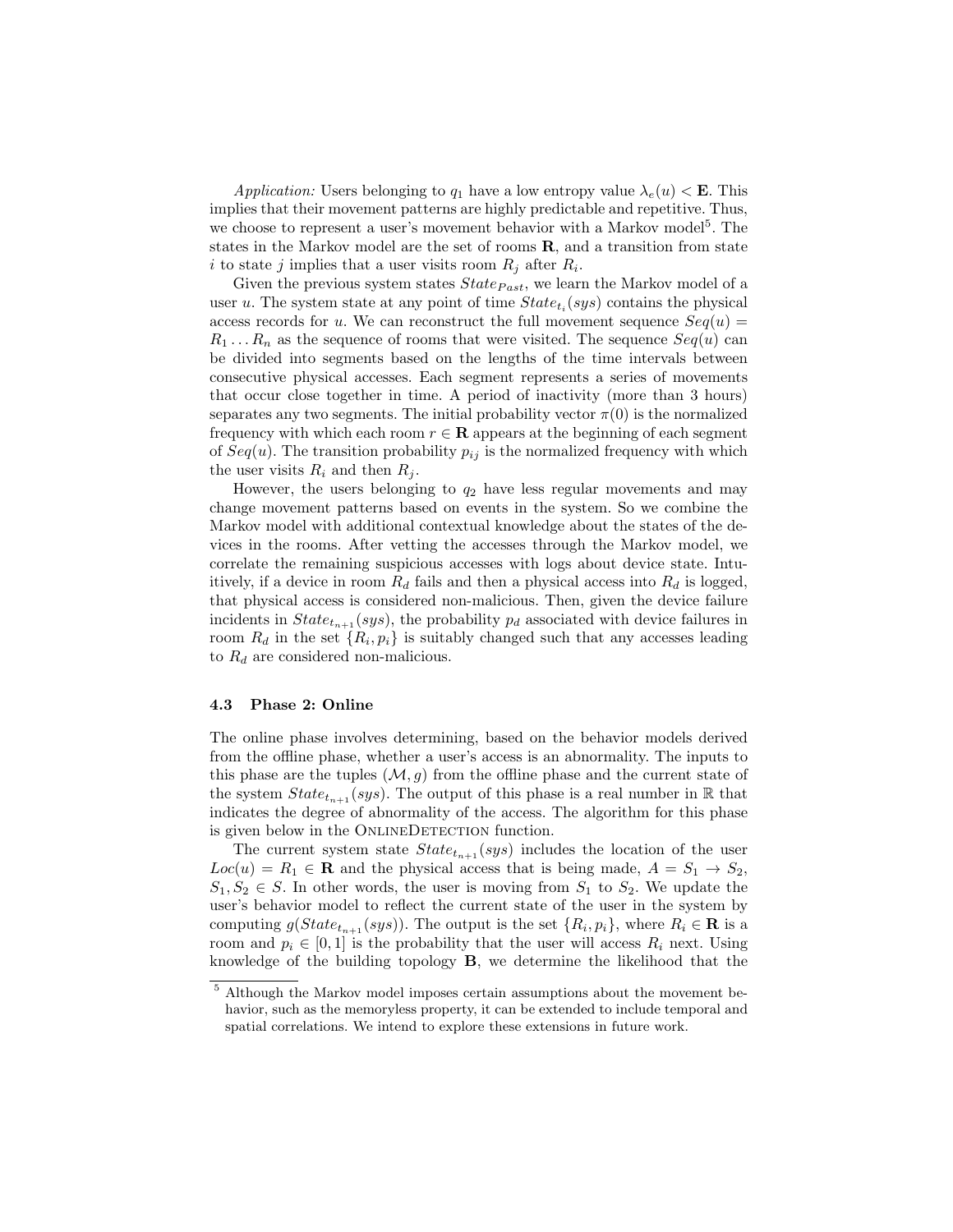*Application:* Users belonging to $q_1$ have a low entropy value $\lambda_e(u) < \mathbf{E}$. This implies that their movement patterns are highly predictable and repetitive. Thus, we choose to represent a user's movement behavior with a Markov model[5]. The states in the Markov model are the set of rooms $\mathbf{R}$, and a transition from state $i$ to state $j$ implies that a user visits room $R_j$ after $R_i$.

Given the previous system states $State_{Past}$, we learn the Markov model of a user $u$. The system state at any point of time $State_{t_i}(sys)$ contains the physical access records for $u$. We can reconstruct the full movement sequence $Seq(u) = R_1 \ldots R_n$ as the sequence of rooms that were visited. The sequence $Seq(u)$ can be divided into segments based on the lengths of the time intervals between consecutive physical accesses. Each segment represents a series of movements that occur close together in time. A period of inactivity (more than 3 hours) separates any two segments. The initial probability vector $\pi(0)$ is the normalized frequency with which each room $r \in \mathbf{R}$ appears at the beginning of each segment of $Seq(u)$. The transition probability $p_{ij}$ is the normalized frequency with which the user visits $R_i$ and then $R_j$.

However, the users belonging to $q_2$ have less regular movements and may change movement patterns based on events in the system. So we combine the Markov model with additional contextual knowledge about the states of the devices in the rooms. After vetting the accesses through the Markov model, we correlate the remaining suspicious accesses with logs about device state. Intuitively, if a device in room $R_d$ fails and then a physical access into $R_d$ is logged, that physical access is considered non-malicious. Then, given the device failure incidents in $State_{t_{n+1}}(sys)$, the probability $p_d$ associated with device failures in room $R_d$ in the set $\{R_i, p_i\}$ is suitably changed such that any accesses leading to $R_d$ are considered non-malicious.

### 4.3 Phase 2: Online

The online phase involves determining, based on the behavior models derived from the offline phase, whether a user's access is an abnormality. The inputs to this phase are the tuples $(\mathcal{M}, g)$ from the offline phase and the current state of the system $State_{t_{n+1}}(sys)$. The output of this phase is a real number in $\mathbb{R}$ that indicates the degree of abnormality of the access. The algorithm for this phase is given below in the OnlineDetection function.

The current system state $State_{t_{n+1}}(sys)$ includes the location of the user $Loc(u) = R_1 \in \mathbf{R}$ and the physical access that is being made, $A = S_1 \rightarrow S_2$, $S_1, S_2 \in S$. In other words, the user is moving from $S_1$ to $S_2$. We update the user's behavior model to reflect the current state of the user in the system by computing $g(State_{t_{n+1}}(sys))$. The output is the set $\{R_i, p_i\}$, where $R_i \in \mathbf{R}$ is a room and $p_i \in [0, 1]$ is the probability that the user will access $R_i$ next. Using knowledge of the building topology $\mathbf{B}$, we determine the likelihood that the

[5] Although the Markov model imposes certain assumptions about the movement behavior, such as the memoryless property, it can be extended to include temporal and spatial correlations. We intend to explore these extensions in future work.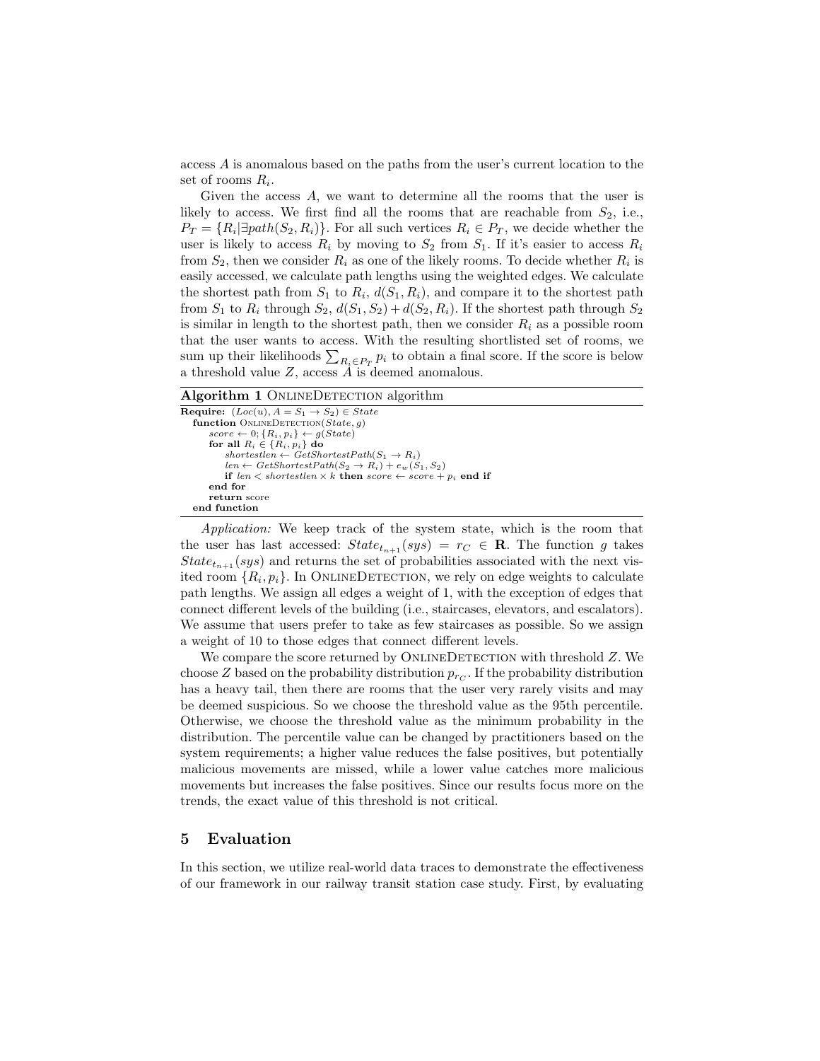access $A$ is anomalous based on the paths from the user's current location to the set of rooms $R_i$.

Given the access $A$, we want to determine all the rooms that the user is likely to access. We first find all the rooms that are reachable from $S_2$, i.e., $P_T = \{R_i | \exists path(S_2, R_i)\}$. For all such vertices $R_i \in P_T$, we decide whether the user is likely to access $R_i$ by moving to $S_2$ from $S_1$. If it's easier to access $R_i$ from $S_2$, then we consider $R_i$ as one of the likely rooms. To decide whether $R_i$ is easily accessed, we calculate path lengths using the weighted edges. We calculate the shortest path from $S_1$ to $R_i$, $d(S_1, R_i)$, and compare it to the shortest path from $S_1$ to $R_i$ through $S_2$, $d(S_1, S_2) + d(S_2, R_i)$. If the shortest path through $S_2$ is similar in length to the shortest path, then we consider $R_i$ as a possible room that the user wants to access. With the resulting shortlisted set of rooms, we sum up their likelihoods $\sum_{R_i \in P_T} p_i$ to obtain a final score. If the score is below a threshold value $Z$, access $A$ is deemed anomalous.

**Algorithm 1** OnlineDetection algorithm

```
Require: (Loc(u), A = S1 → S2) ∈ State
  function OnlineDetection(State, g)
      score ← 0; {Ri, pi} ← g(State)
      for all Ri ∈ {Ri, pi} do
          shortestlen ← GetShortestPath(S1 → Ri)
          len ← GetShortestPath(S2 → Ri) + e_w(S1, S2)
          if len < shortestlen × k then score ← score + pi end if
      end for
      return score
  end function
```

*Application:* We keep track of the system state, which is the room that the user has last accessed: $State_{t_{n+1}}(sys) = r_C \in \mathbf{R}$. The function $g$ takes $State_{t_{n+1}}(sys)$ and returns the set of probabilities associated with the next visited room $\{R_i, p_i\}$. In OnlineDetection, we rely on edge weights to calculate path lengths. We assign all edges a weight of 1, with the exception of edges that connect different levels of the building (i.e., staircases, elevators, and escalators). We assume that users prefer to take as few staircases as possible. So we assign a weight of 10 to those edges that connect different levels.

We compare the score returned by OnlineDetection with threshold $Z$. We choose $Z$ based on the probability distribution $p_{r_C}$. If the probability distribution has a heavy tail, then there are rooms that the user very rarely visits and may be deemed suspicious. So we choose the threshold value as the 95th percentile. Otherwise, we choose the threshold value as the minimum probability in the distribution. The percentile value can be changed by practitioners based on the system requirements; a higher value reduces the false positives, but potentially malicious movements are missed, while a lower value catches more malicious movements but increases the false positives. Since our results focus more on the trends, the exact value of this threshold is not critical.

## 5 Evaluation

In this section, we utilize real-world data traces to demonstrate the effectiveness of our framework in our railway transit station case study. First, by evaluating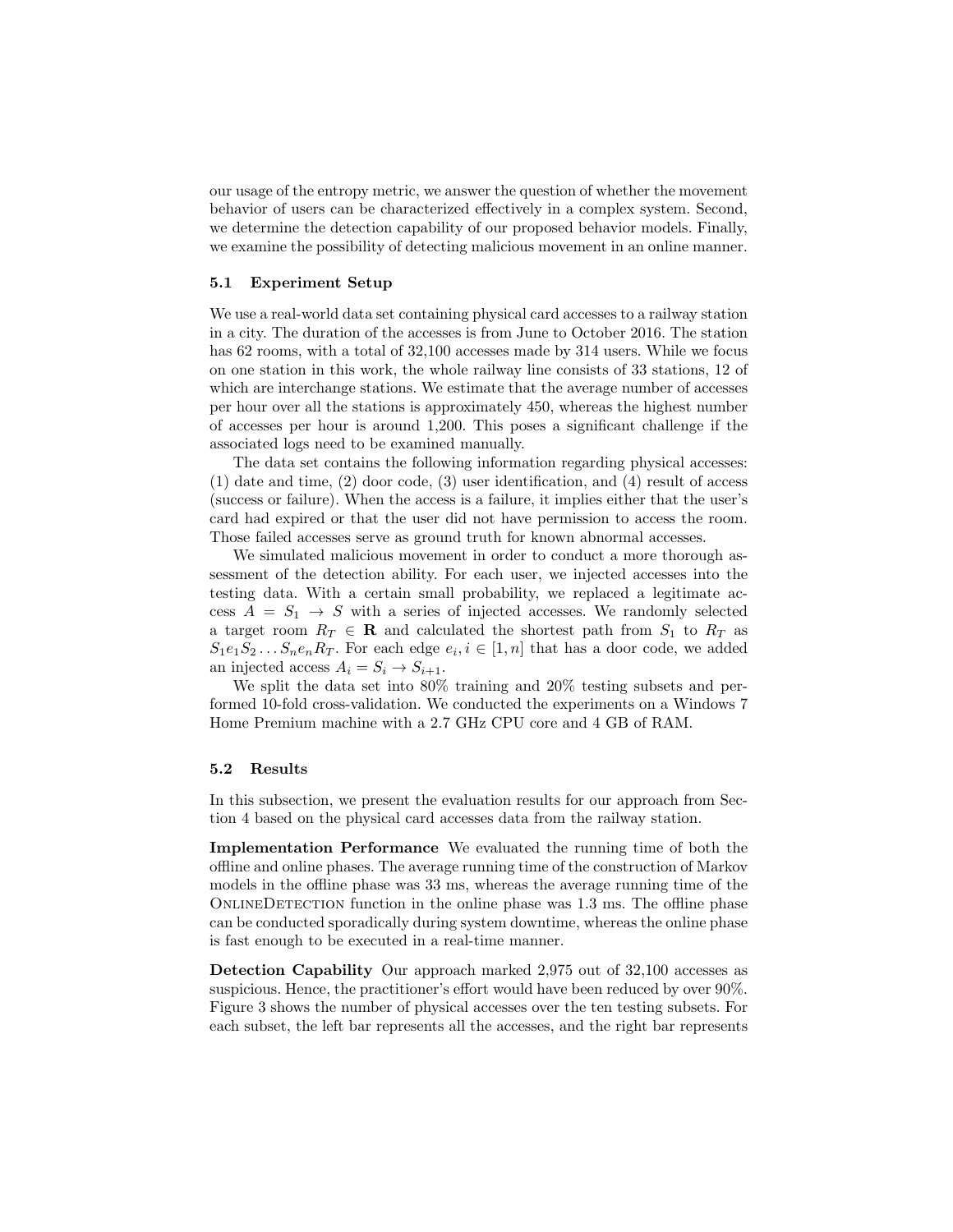our usage of the entropy metric, we answer the question of whether the movement behavior of users can be characterized effectively in a complex system. Second, we determine the detection capability of our proposed behavior models. Finally, we examine the possibility of detecting malicious movement in an online manner.

### 5.1 Experiment Setup

We use a real-world data set containing physical card accesses to a railway station in a city. The duration of the accesses is from June to October 2016. The station has 62 rooms, with a total of 32,100 accesses made by 314 users. While we focus on one station in this work, the whole railway line consists of 33 stations, 12 of which are interchange stations. We estimate that the average number of accesses per hour over all the stations is approximately 450, whereas the highest number of accesses per hour is around 1,200. This poses a significant challenge if the associated logs need to be examined manually.

The data set contains the following information regarding physical accesses: (1) date and time, (2) door code, (3) user identification, and (4) result of access (success or failure). When the access is a failure, it implies either that the user's card had expired or that the user did not have permission to access the room. Those failed accesses serve as ground truth for known abnormal accesses.

We simulated malicious movement in order to conduct a more thorough assessment of the detection ability. For each user, we injected accesses into the testing data. With a certain small probability, we replaced a legitimate access $A = S_1 \to S$ with a series of injected accesses. We randomly selected a target room $R_T \in \mathbf{R}$ and calculated the shortest path from $S_1$ to $R_T$ as $S_1 e_1 S_2 \ldots S_n e_n R_T$. For each edge $e_i, i \in [1, n]$ that has a door code, we added an injected access $A_i = S_i \to S_{i+1}$.

We split the data set into 80% training and 20% testing subsets and performed 10-fold cross-validation. We conducted the experiments on a Windows 7 Home Premium machine with a 2.7 GHz CPU core and 4 GB of RAM.

### 5.2 Results

In this subsection, we present the evaluation results for our approach from Section 4 based on the physical card accesses data from the railway station.

**Implementation Performance** We evaluated the running time of both the offline and online phases. The average running time of the construction of Markov models in the offline phase was 33 ms, whereas the average running time of the OnlineDetection function in the online phase was 1.3 ms. The offline phase can be conducted sporadically during system downtime, whereas the online phase is fast enough to be executed in a real-time manner.

**Detection Capability** Our approach marked 2,975 out of 32,100 accesses as suspicious. Hence, the practitioner's effort would have been reduced by over 90%. Figure 3 shows the number of physical accesses over the ten testing subsets. For each subset, the left bar represents all the accesses, and the right bar represents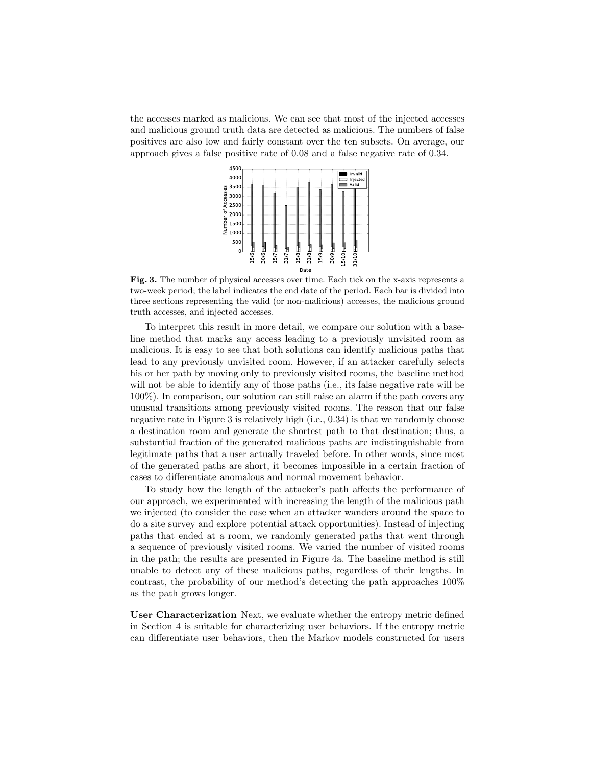the accesses marked as malicious. We can see that most of the injected accesses and malicious ground truth data are detected as malicious. The numbers of false positives are also low and fairly constant over the ten subsets. On average, our approach gives a false positive rate of 0.08 and a false negative rate of 0.34.

4500
4000
3500
3000
2500
2000
1500
1000
500
0
Number of Accesses
Invalid
Injected
Valid
15/6
30/6
15/7
31/7
15/8
31/8
15/9
30/9
15/10
31/10
Date

**Fig. 3.** The number of physical accesses over time. Each tick on the x-axis represents a two-week period; the label indicates the end date of the period. Each bar is divided into three sections representing the valid (or non-malicious) accesses, the malicious ground truth accesses, and injected accesses.

To interpret this result in more detail, we compare our solution with a baseline method that marks any access leading to a previously unvisited room as malicious. It is easy to see that both solutions can identify malicious paths that lead to any previously unvisited room. However, if an attacker carefully selects his or her path by moving only to previously visited rooms, the baseline method will not be able to identify any of those paths (i.e., its false negative rate will be 100%). In comparison, our solution can still raise an alarm if the path covers any unusual transitions among previously visited rooms. The reason that our false negative rate in Figure 3 is relatively high (i.e., 0.34) is that we randomly choose a destination room and generate the shortest path to that destination; thus, a substantial fraction of the generated malicious paths are indistinguishable from legitimate paths that a user actually traveled before. In other words, since most of the generated paths are short, it becomes impossible in a certain fraction of cases to differentiate anomalous and normal movement behavior.

To study how the length of the attacker's path affects the performance of our approach, we experimented with increasing the length of the malicious path we injected (to consider the case when an attacker wanders around the space to do a site survey and explore potential attack opportunities). Instead of injecting paths that ended at a room, we randomly generated paths that went through a sequence of previously visited rooms. We varied the number of visited rooms in the path; the results are presented in Figure 4a. The baseline method is still unable to detect any of these malicious paths, regardless of their lengths. In contrast, the probability of our method's detecting the path approaches 100% as the path grows longer.

**User Characterization** Next, we evaluate whether the entropy metric defined in Section 4 is suitable for characterizing user behaviors. If the entropy metric can differentiate user behaviors, then the Markov models constructed for users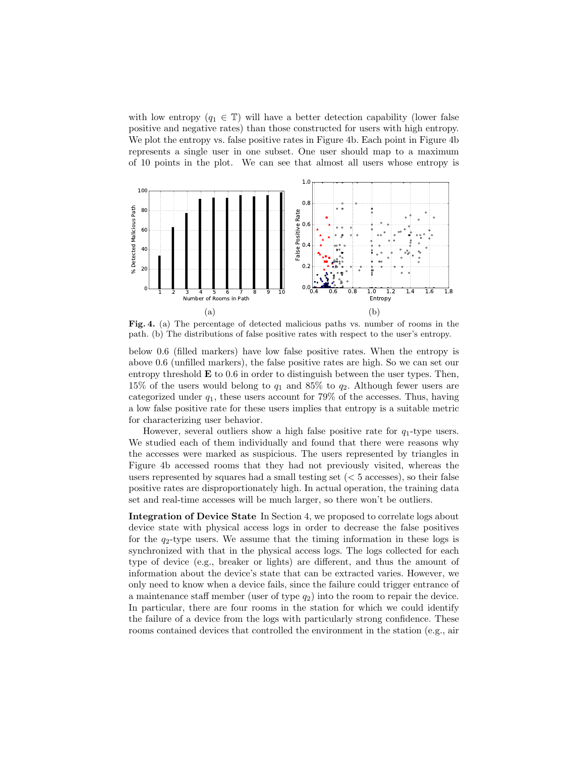with low entropy ($q_1 \in \mathbb{T}$) will have a better detection capability (lower false positive and negative rates) than those constructed for users with high entropy. We plot the entropy vs. false positive rates in Figure 4b. Each point in Figure 4b represents a single user in one subset. One user should map to a maximum of 10 points in the plot. We can see that almost all users whose entropy is

**Fig. 4.** (a) The percentage of detected malicious paths vs. number of rooms in the path. (b) The distributions of false positive rates with respect to the user's entropy.

below 0.6 (filled markers) have low false positive rates. When the entropy is above 0.6 (unfilled markers), the false positive rates are high. So we can set our entropy threshold $\mathbf{E}$ to 0.6 in order to distinguish between the user types. Then, 15% of the users would belong to $q_1$ and 85% to $q_2$. Although fewer users are categorized under $q_1$, these users account for 79% of the accesses. Thus, having a low false positive rate for these users implies that entropy is a suitable metric for characterizing user behavior.

However, several outliers show a high false positive rate for $q_1$-type users. We studied each of them individually and found that there were reasons why the accesses were marked as suspicious. The users represented by triangles in Figure 4b accessed rooms that they had not previously visited, whereas the users represented by squares had a small testing set ($< 5$ accesses), so their false positive rates are disproportionately high. In actual operation, the training data set and real-time accesses will be much larger, so there won't be outliers.

**Integration of Device State** In Section 4, we proposed to correlate logs about device state with physical access logs in order to decrease the false positives for the $q_2$-type users. We assume that the timing information in these logs is synchronized with that in the physical access logs. The logs collected for each type of device (e.g., breaker or lights) are different, and thus the amount of information about the device's state that can be extracted varies. However, we only need to know when a device fails, since the failure could trigger entrance of a maintenance staff member (user of type $q_2$) into the room to repair the device. In particular, there are four rooms in the station for which we could identify the failure of a device from the logs with particularly strong confidence. These rooms contained devices that controlled the environment in the station (e.g., air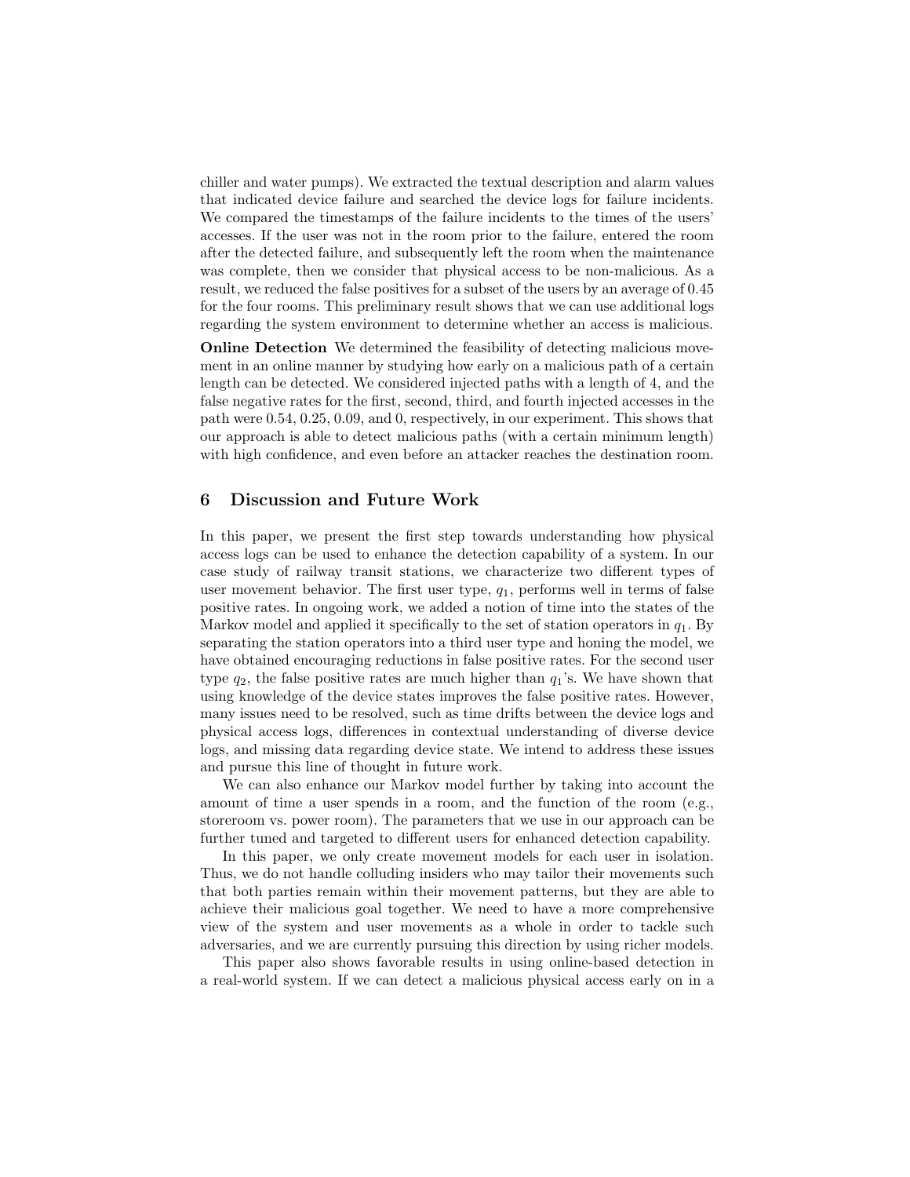chiller and water pumps). We extracted the textual description and alarm values that indicated device failure and searched the device logs for failure incidents. We compared the timestamps of the failure incidents to the times of the users' accesses. If the user was not in the room prior to the failure, entered the room after the detected failure, and subsequently left the room when the maintenance was complete, then we consider that physical access to be non-malicious. As a result, we reduced the false positives for a subset of the users by an average of 0.45 for the four rooms. This preliminary result shows that we can use additional logs regarding the system environment to determine whether an access is malicious.

**Online Detection** We determined the feasibility of detecting malicious movement in an online manner by studying how early on a malicious path of a certain length can be detected. We considered injected paths with a length of 4, and the false negative rates for the first, second, third, and fourth injected accesses in the path were 0.54, 0.25, 0.09, and 0, respectively, in our experiment. This shows that our approach is able to detect malicious paths (with a certain minimum length) with high confidence, and even before an attacker reaches the destination room.

## 6 Discussion and Future Work

In this paper, we present the first step towards understanding how physical access logs can be used to enhance the detection capability of a system. In our case study of railway transit stations, we characterize two different types of user movement behavior. The first user type, $q_1$, performs well in terms of false positive rates. In ongoing work, we added a notion of time into the states of the Markov model and applied it specifically to the set of station operators in $q_1$. By separating the station operators into a third user type and honing the model, we have obtained encouraging reductions in false positive rates. For the second user type $q_2$, the false positive rates are much higher than $q_1$'s. We have shown that using knowledge of the device states improves the false positive rates. However, many issues need to be resolved, such as time drifts between the device logs and physical access logs, differences in contextual understanding of diverse device logs, and missing data regarding device state. We intend to address these issues and pursue this line of thought in future work.

We can also enhance our Markov model further by taking into account the amount of time a user spends in a room, and the function of the room (e.g., storeroom vs. power room). The parameters that we use in our approach can be further tuned and targeted to different users for enhanced detection capability.

In this paper, we only create movement models for each user in isolation. Thus, we do not handle colluding insiders who may tailor their movements such that both parties remain within their movement patterns, but they are able to achieve their malicious goal together. We need to have a more comprehensive view of the system and user movements as a whole in order to tackle such adversaries, and we are currently pursuing this direction by using richer models.

This paper also shows favorable results in using online-based detection in a real-world system. If we can detect a malicious physical access early on in a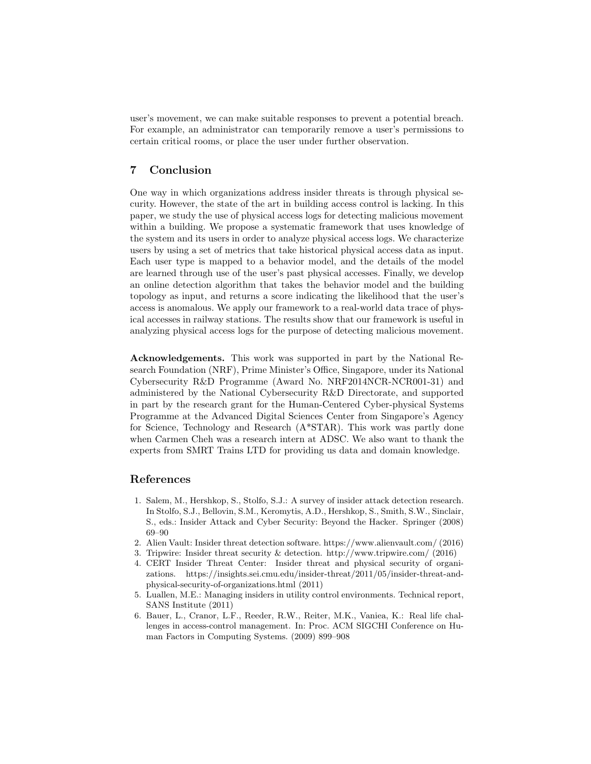user's movement, we can make suitable responses to prevent a potential breach. For example, an administrator can temporarily remove a user's permissions to certain critical rooms, or place the user under further observation.

## 7 Conclusion

One way in which organizations address insider threats is through physical security. However, the state of the art in building access control is lacking. In this paper, we study the use of physical access logs for detecting malicious movement within a building. We propose a systematic framework that uses knowledge of the system and its users in order to analyze physical access logs. We characterize users by using a set of metrics that take historical physical access data as input. Each user type is mapped to a behavior model, and the details of the model are learned through use of the user's past physical accesses. Finally, we develop an online detection algorithm that takes the behavior model and the building topology as input, and returns a score indicating the likelihood that the user's access is anomalous. We apply our framework to a real-world data trace of physical accesses in railway stations. The results show that our framework is useful in analyzing physical access logs for the purpose of detecting malicious movement.

**Acknowledgements.** This work was supported in part by the National Research Foundation (NRF), Prime Minister's Office, Singapore, under its National Cybersecurity R&D Programme (Award No. NRF2014NCR-NCR001-31) and administered by the National Cybersecurity R&D Directorate, and supported in part by the research grant for the Human-Centered Cyber-physical Systems Programme at the Advanced Digital Sciences Center from Singapore's Agency for Science, Technology and Research (A*STAR). This work was partly done when Carmen Cheh was a research intern at ADSC. We also want to thank the experts from SMRT Trains LTD for providing us data and domain knowledge.

## References

1. Salem, M., Hershkop, S., Stolfo, S.J.: A survey of insider attack detection research. In Stolfo, S.J., Bellovin, S.M., Keromytis, A.D., Hershkop, S., Smith, S.W., Sinclair, S., eds.: Insider Attack and Cyber Security: Beyond the Hacker. Springer (2008) 69–90
2. Alien Vault: Insider threat detection software. https://www.alienvault.com/ (2016)
3. Tripwire: Insider threat security & detection. http://www.tripwire.com/ (2016)
4. CERT Insider Threat Center: Insider threat and physical security of organizations. https://insights.sei.cmu.edu/insider-threat/2011/05/insider-threat-and-physical-security-of-organizations.html (2011)
5. Luallen, M.E.: Managing insiders in utility control environments. Technical report, SANS Institute (2011)
6. Bauer, L., Cranor, L.F., Reeder, R.W., Reiter, M.K., Vaniea, K.: Real life challenges in access-control management. In: Proc. ACM SIGCHI Conference on Human Factors in Computing Systems. (2009) 899–908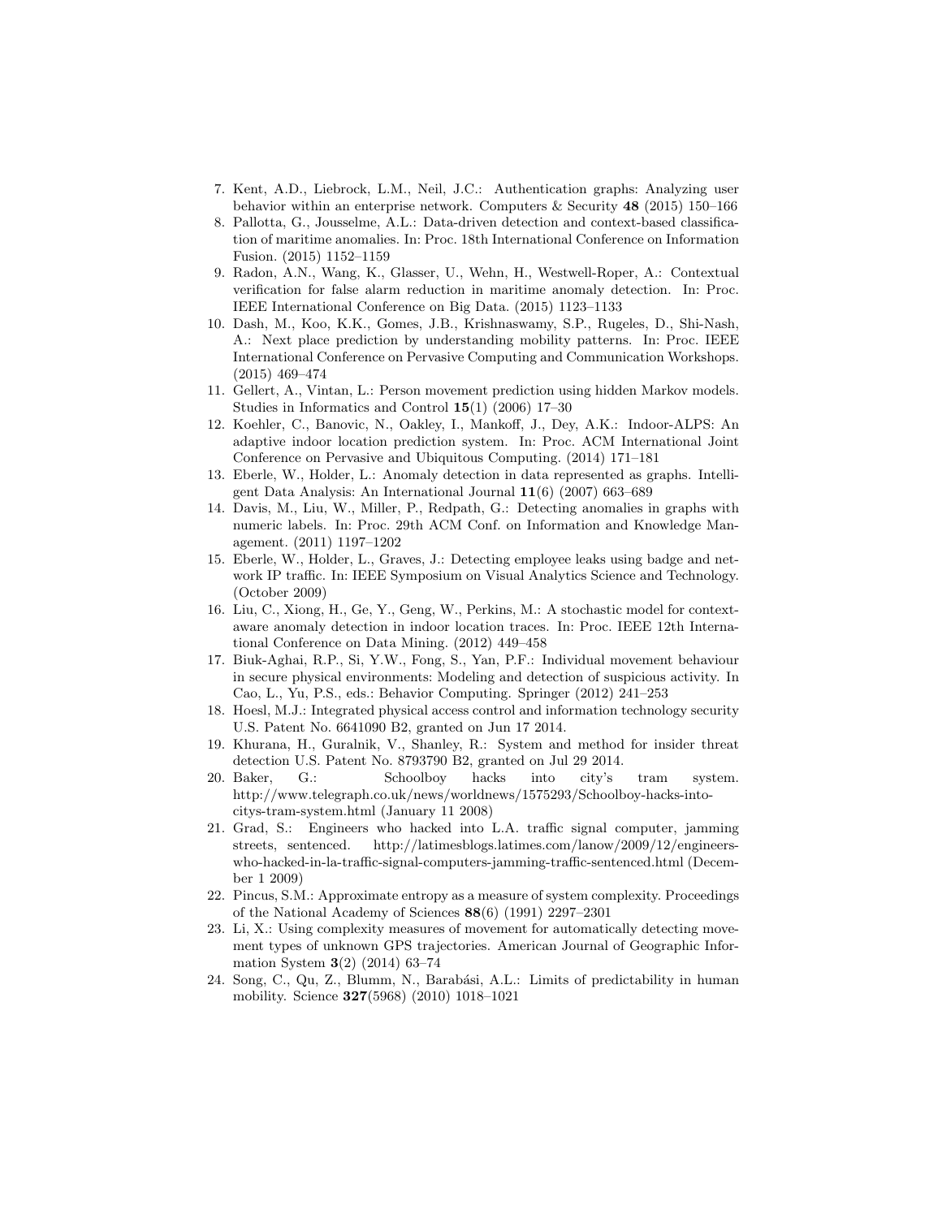7. Kent, A.D., Liebrock, L.M., Neil, J.C.: Authentication graphs: Analyzing user behavior within an enterprise network. Computers & Security **48** (2015) 150–166
8. Pallotta, G., Jousselme, A.L.: Data-driven detection and context-based classification of maritime anomalies. In: Proc. 18th International Conference on Information Fusion. (2015) 1152–1159
9. Radon, A.N., Wang, K., Glasser, U., Wehn, H., Westwell-Roper, A.: Contextual verification for false alarm reduction in maritime anomaly detection. In: Proc. IEEE International Conference on Big Data. (2015) 1123–1133
10. Dash, M., Koo, K.K., Gomes, J.B., Krishnaswamy, S.P., Rugeles, D., Shi-Nash, A.: Next place prediction by understanding mobility patterns. In: Proc. IEEE International Conference on Pervasive Computing and Communication Workshops. (2015) 469–474
11. Gellert, A., Vintan, L.: Person movement prediction using hidden Markov models. Studies in Informatics and Control **15**(1) (2006) 17–30
12. Koehler, C., Banovic, N., Oakley, I., Mankoff, J., Dey, A.K.: Indoor-ALPS: An adaptive indoor location prediction system. In: Proc. ACM International Joint Conference on Pervasive and Ubiquitous Computing. (2014) 171–181
13. Eberle, W., Holder, L.: Anomaly detection in data represented as graphs. Intelligent Data Analysis: An International Journal **11**(6) (2007) 663–689
14. Davis, M., Liu, W., Miller, P., Redpath, G.: Detecting anomalies in graphs with numeric labels. In: Proc. 29th ACM Conf. on Information and Knowledge Management. (2011) 1197–1202
15. Eberle, W., Holder, L., Graves, J.: Detecting employee leaks using badge and network IP traffic. In: IEEE Symposium on Visual Analytics Science and Technology. (October 2009)
16. Liu, C., Xiong, H., Ge, Y., Geng, W., Perkins, M.: A stochastic model for context-aware anomaly detection in indoor location traces. In: Proc. IEEE 12th International Conference on Data Mining. (2012) 449–458
17. Biuk-Aghai, R.P., Si, Y.W., Fong, S., Yan, P.F.: Individual movement behaviour in secure physical environments: Modeling and detection of suspicious activity. In Cao, L., Yu, P.S., eds.: Behavior Computing. Springer (2012) 241–253
18. Hoesl, M.J.: Integrated physical access control and information technology security U.S. Patent No. 6641090 B2, granted on Jun 17 2014.
19. Khurana, H., Guralnik, V., Shanley, R.: System and method for insider threat detection U.S. Patent No. 8793790 B2, granted on Jul 29 2014.
20. Baker, G.: Schoolboy hacks into city's tram system. http://www.telegraph.co.uk/news/worldnews/1575293/Schoolboy-hacks-into-citys-tram-system.html (January 11 2008)
21. Grad, S.: Engineers who hacked into L.A. traffic signal computer, jamming streets, sentenced. http://latimesblogs.latimes.com/lanow/2009/12/engineers-who-hacked-in-la-traffic-signal-computers-jamming-traffic-sentenced.html (December 1 2009)
22. Pincus, S.M.: Approximate entropy as a measure of system complexity. Proceedings of the National Academy of Sciences **88**(6) (1991) 2297–2301
23. Li, X.: Using complexity measures of movement for automatically detecting movement types of unknown GPS trajectories. American Journal of Geographic Information System **3**(2) (2014) 63–74
24. Song, C., Qu, Z., Blumm, N., Barabási, A.L.: Limits of predictability in human mobility. Science **327**(5968) (2010) 1018–1021